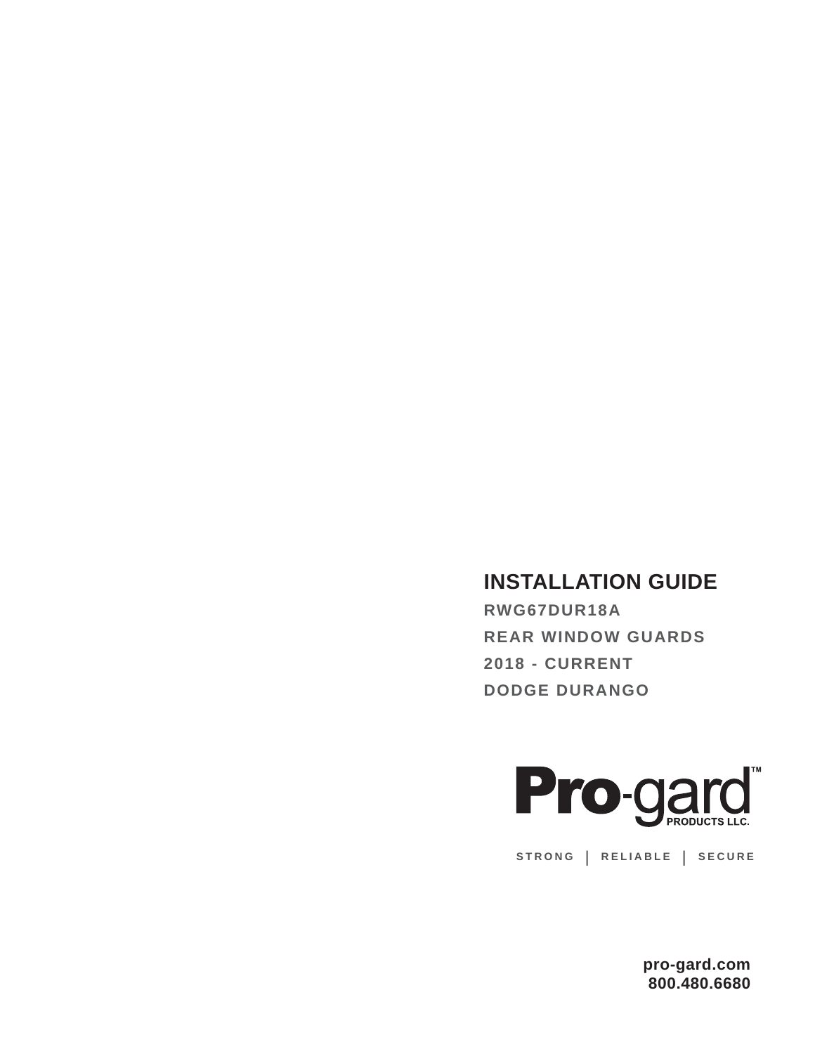# INSTALLATION GUIDE

**RWG67DUR18A**

**REAR WINDOW GUARDS**

**2018 - CURRENT**

**DODGE DURANGO**

**Pro-gard™ PRODUCTS LLC.**

STRONG | RELIABLE | SECURE

**pro-gard.com**
**800.480.6680**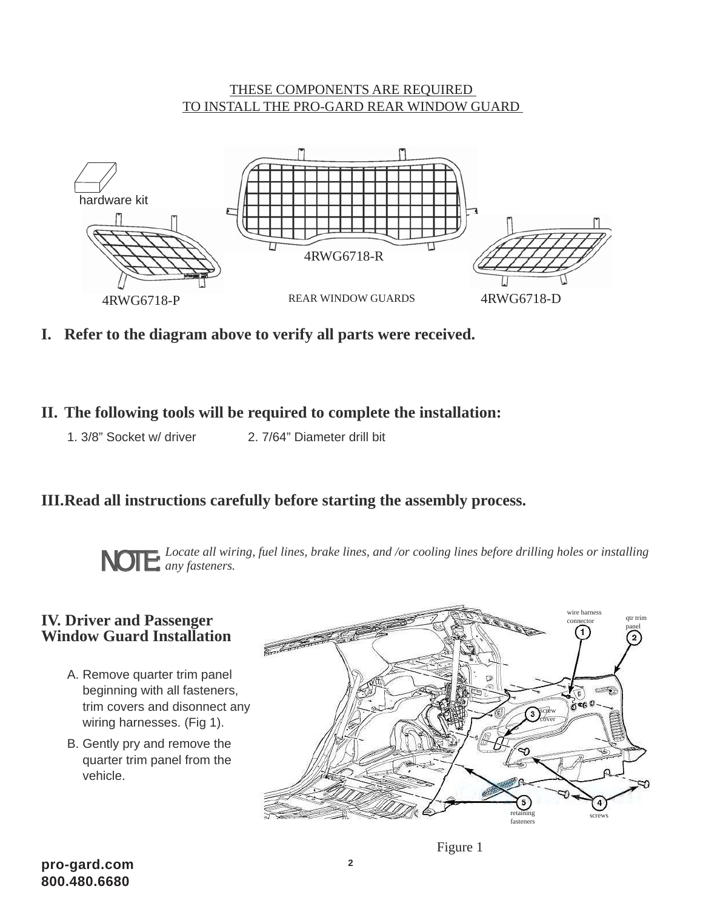THESE COMPONENTS ARE REQUIRED
TO INSTALL THE PRO-GARD REAR WINDOW GUARD

hardware kit

4RWG6718-R

4RWG6718-P

REAR WINDOW GUARDS

4RWG6718-D

## I. Refer to the diagram above to verify all parts were received.

## II. The following tools will be required to complete the installation:

1. 3/8" Socket w/ driver
2. 7/64" Diameter drill bit

## III. Read all instructions carefully before starting the assembly process.

**NOTE:** *Locate all wiring, fuel lines, brake lines, and /or cooling lines before drilling holes or installing any fasteners.*

## IV. Driver and Passenger Window Guard Installation

A. Remove quarter trim panel beginning with all fasteners, trim covers and disonnect any wiring harnesses. (Fig 1).

B. Gently pry and remove the quarter trim panel from the vehicle.

1 wire harness connector
2 qtr trim panel
3 screw cover
4 screws
5 retaining fasteners

Figure 1

pro-gard.com
800.480.6680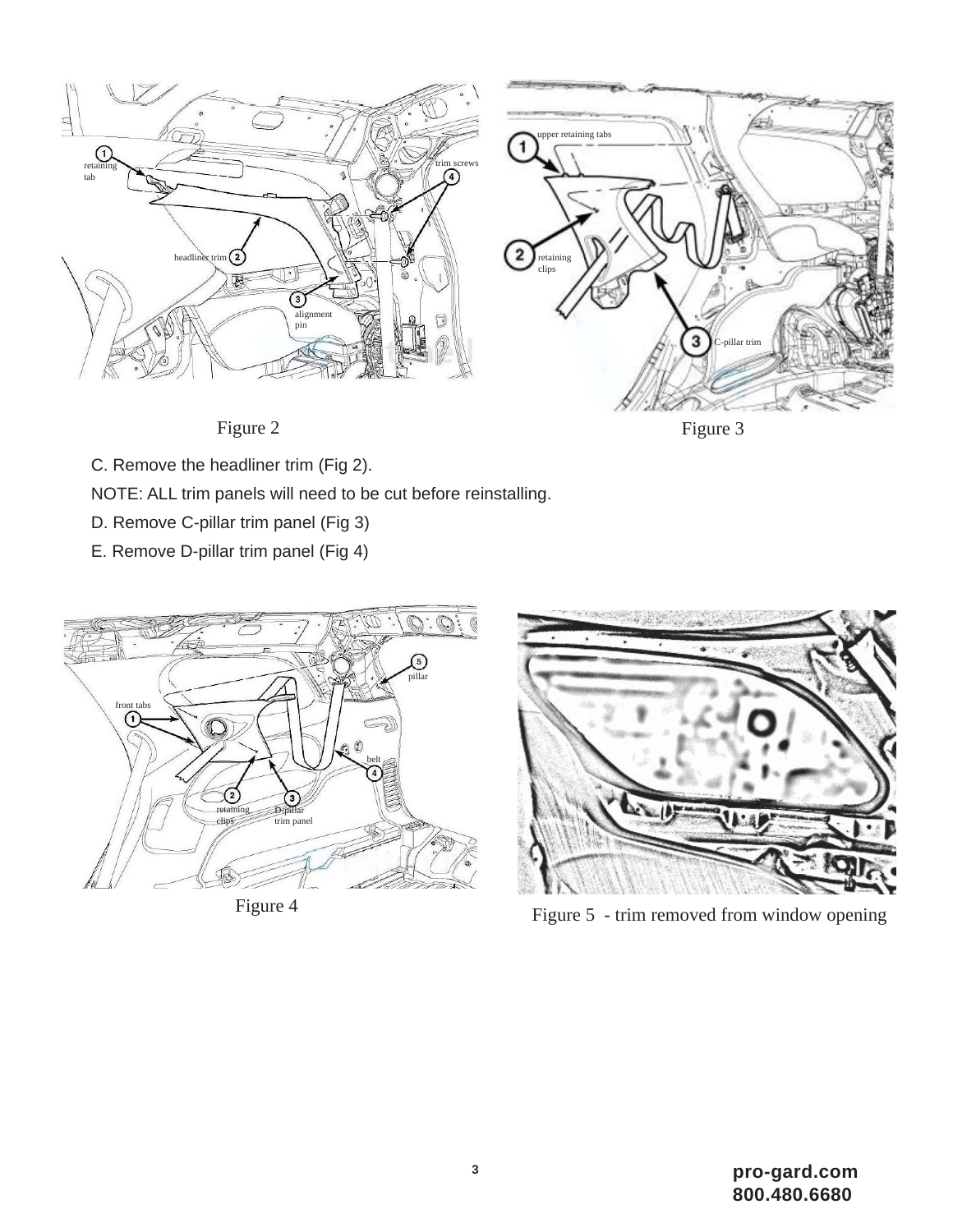Figure 2

Figure 3

C. Remove the headliner trim (Fig 2).

NOTE: ALL trim panels will need to be cut before reinstalling.

D. Remove C-pillar trim panel (Fig 3)

E. Remove D-pillar trim panel (Fig 4)

Figure 4

Figure 5 - trim removed from window opening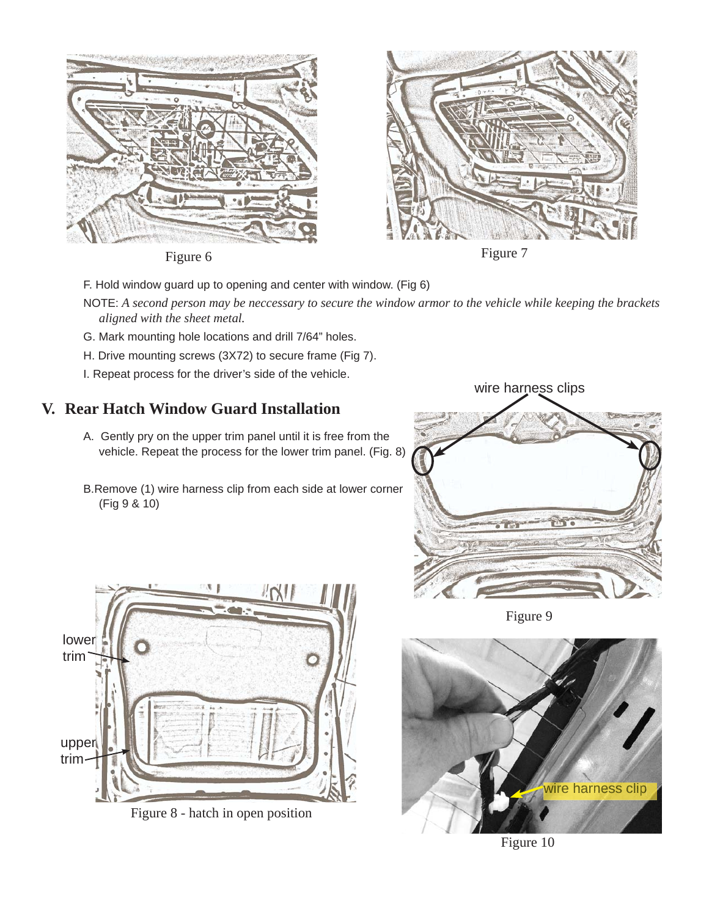Figure 6

Figure 7

F. Hold window guard up to opening and center with window. (Fig 6)

NOTE: *A second person may be neccessary to secure the window armor to the vehicle while keeping the brackets aligned with the sheet metal.*

G. Mark mounting hole locations and drill 7/64" holes.

H. Drive mounting screws (3X72) to secure frame (Fig 7).

I. Repeat process for the driver's side of the vehicle.

## V. Rear Hatch Window Guard Installation

A. Gently pry on the upper trim panel until it is free from the vehicle. Repeat the process for the lower trim panel. (Fig. 8)

B. Remove (1) wire harness clip from each side at lower corner (Fig 9 & 10)

wire harness clips

Figure 9

lower trim

upper trim

Figure 8 - hatch in open position

wire harness clip

Figure 10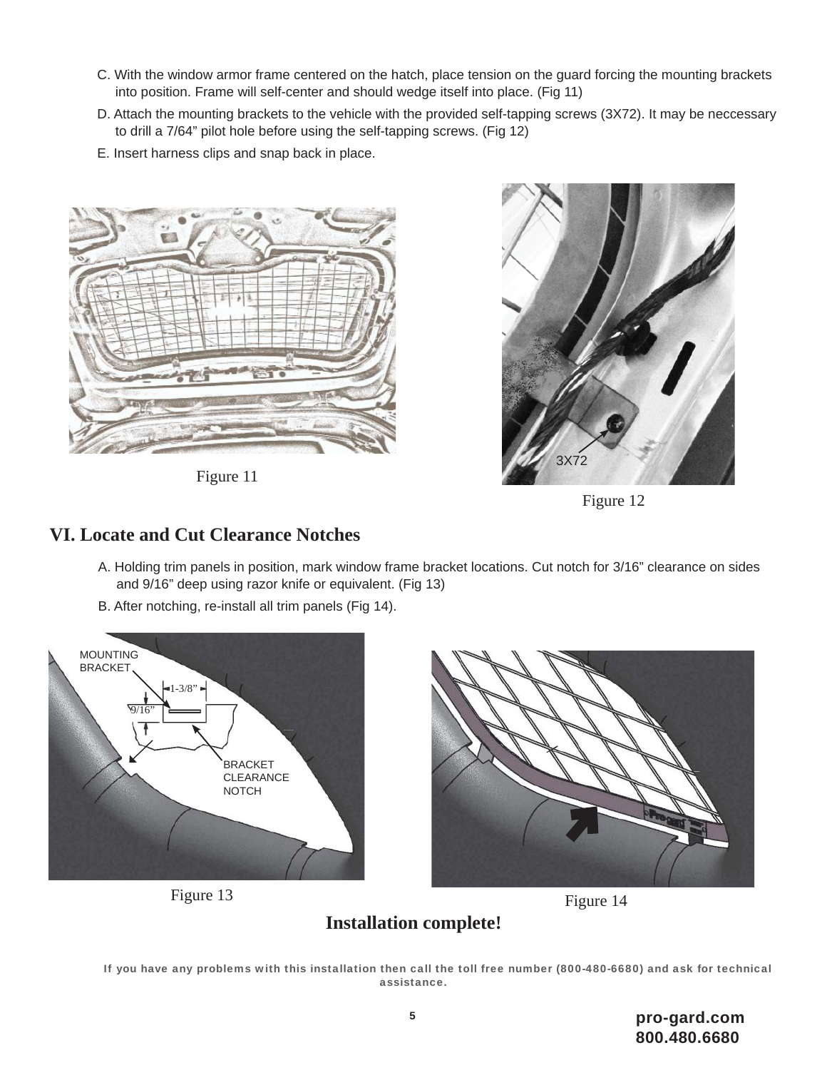C. With the window armor frame centered on the hatch, place tension on the guard forcing the mounting brackets into position. Frame will self-center and should wedge itself into place. (Fig 11)

D. Attach the mounting brackets to the vehicle with the provided self-tapping screws (3X72). It may be neccessary to drill a 7/64" pilot hole before using the self-tapping screws. (Fig 12)

E. Insert harness clips and snap back in place.

Figure 11

3X72

Figure 12

## VI. Locate and Cut Clearance Notches

A. Holding trim panels in position, mark window frame bracket locations. Cut notch for 3/16" clearance on sides and 9/16" deep using razor knife or equivalent. (Fig 13)

B. After notching, re-install all trim panels (Fig 14).

MOUNTING BRACKET

1-3/8"

9/16"

BRACKET CLEARANCE NOTCH

Figure 13

Figure 14

**Installation complete!**

**If you have any problems with this installation then call the toll free number (800-480-6680) and ask for technical assistance.**

**pro-gard.com**
**800.480.6680**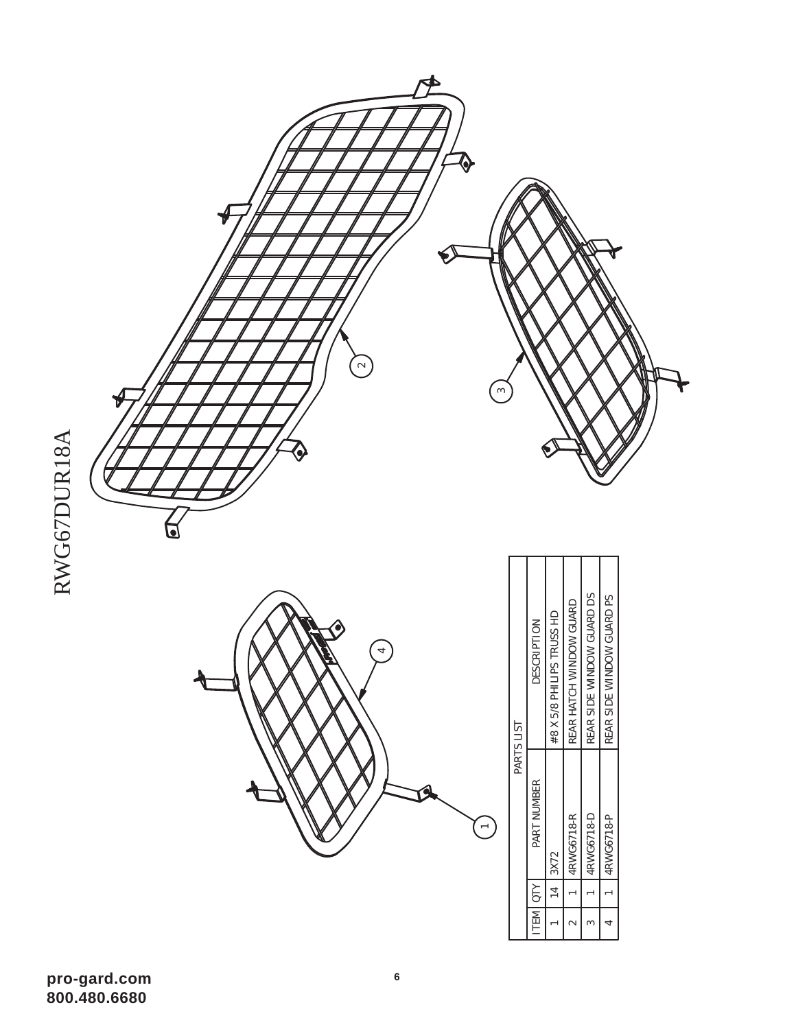RWG67DUR18A

| | | | |
|---|---|---|---|
| PARTS LIST | | | |
| ITEM | QTY | PART NUMBER | DESCRIPTION |
| 1 | 14 | 3X72 | #8 X 5/8 PHILIPS TRUSS HD |
| 2 | 1 | 4RWG6718-R | REAR HATCH WINDOW GUARD |
| 3 | 1 | 4RWG6718-D | REAR SIDE WINDOW GUARD DS |
| 4 | 1 | 4RWG6718-P | REAR SIDE WINDOW GUARD PS |

pro-gard.com
800.480.6680